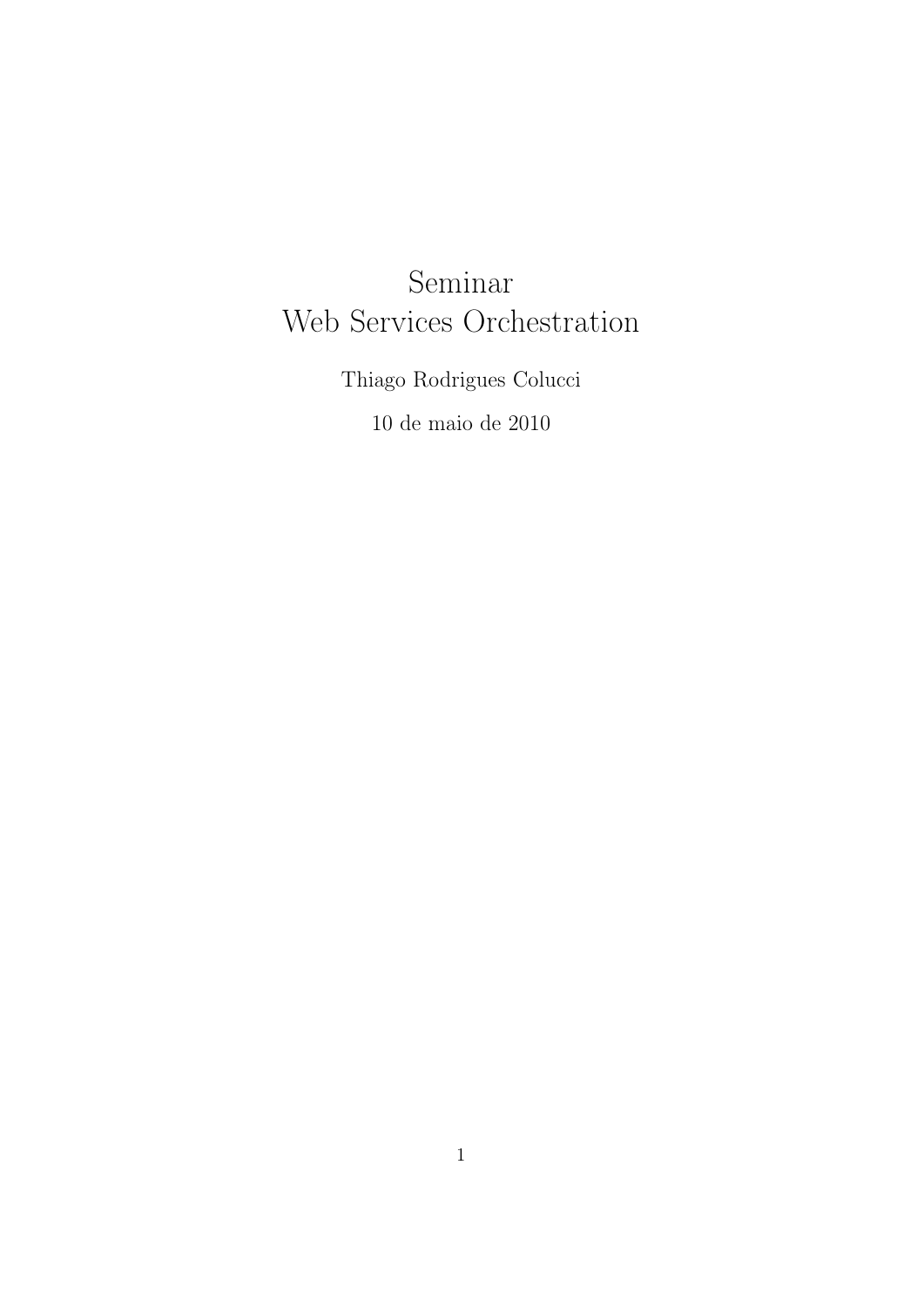# Seminar
# Web Services Orchestration

Thiago Rodrigues Colucci

10 de maio de 2010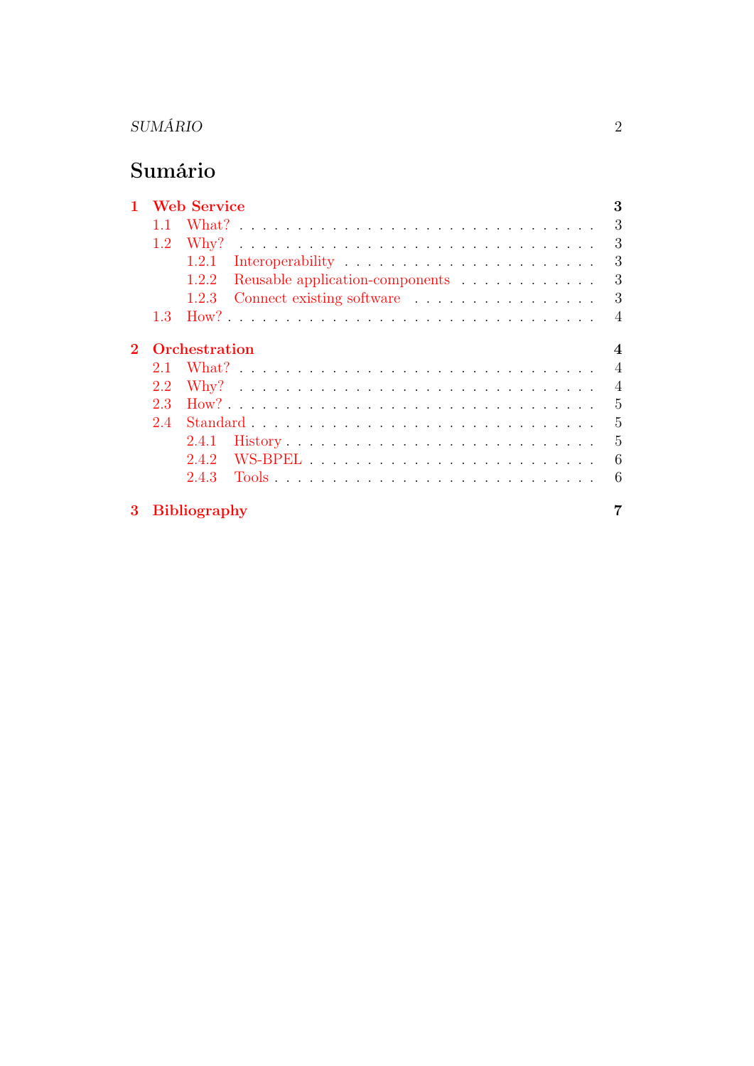# Sumário

**1 Web Service** **3**
- 1.1 What? 3
- 1.2 Why? 3
  - 1.2.1 Interoperability 3
  - 1.2.2 Reusable application-components 3
  - 1.2.3 Connect existing software 3
- 1.3 How? 4

**2 Orchestration** **4**
- 2.1 What? 4
- 2.2 Why? 4
- 2.3 How? 5
- 2.4 Standard 5
  - 2.4.1 History 5
  - 2.4.2 WS-BPEL 6
  - 2.4.3 Tools 6

**3 Bibliography** **7**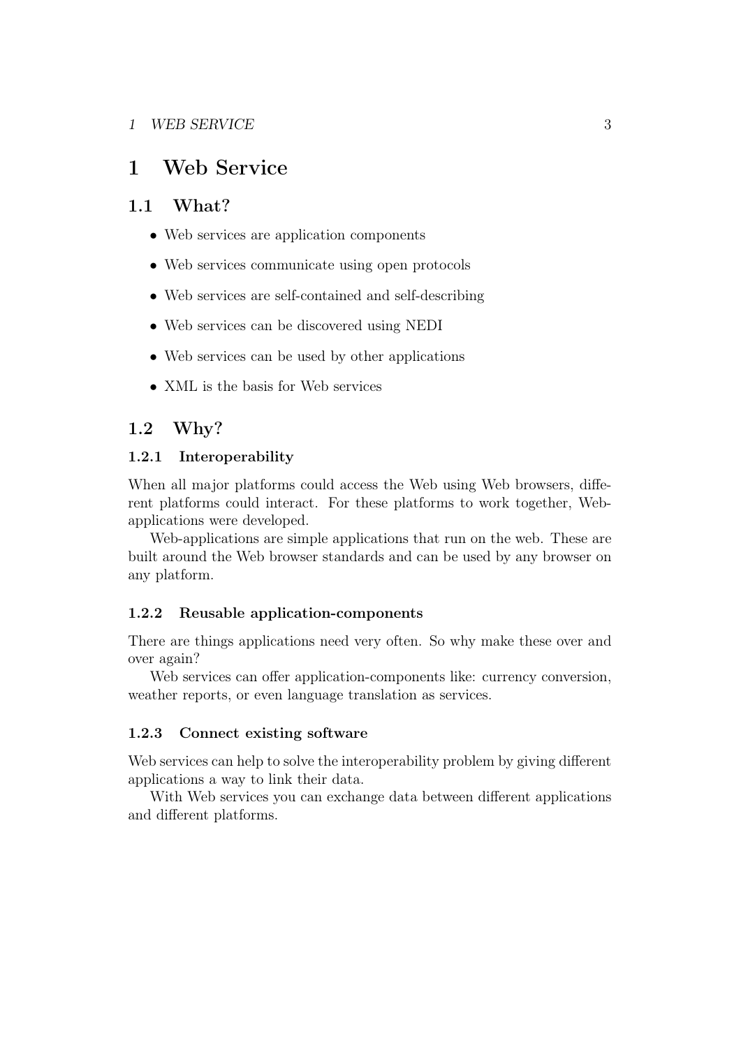# 1 Web Service

## 1.1 What?

- Web services are application components
- Web services communicate using open protocols
- Web services are self-contained and self-describing
- Web services can be discovered using NEDI
- Web services can be used by other applications
- XML is the basis for Web services

## 1.2 Why?

### 1.2.1 Interoperability

When all major platforms could access the Web using Web browsers, different platforms could interact. For these platforms to work together, Web-applications were developed.

Web-applications are simple applications that run on the web. These are built around the Web browser standards and can be used by any browser on any platform.

### 1.2.2 Reusable application-components

There are things applications need very often. So why make these over and over again?

Web services can offer application-components like: currency conversion, weather reports, or even language translation as services.

### 1.2.3 Connect existing software

Web services can help to solve the interoperability problem by giving different applications a way to link their data.

With Web services you can exchange data between different applications and different platforms.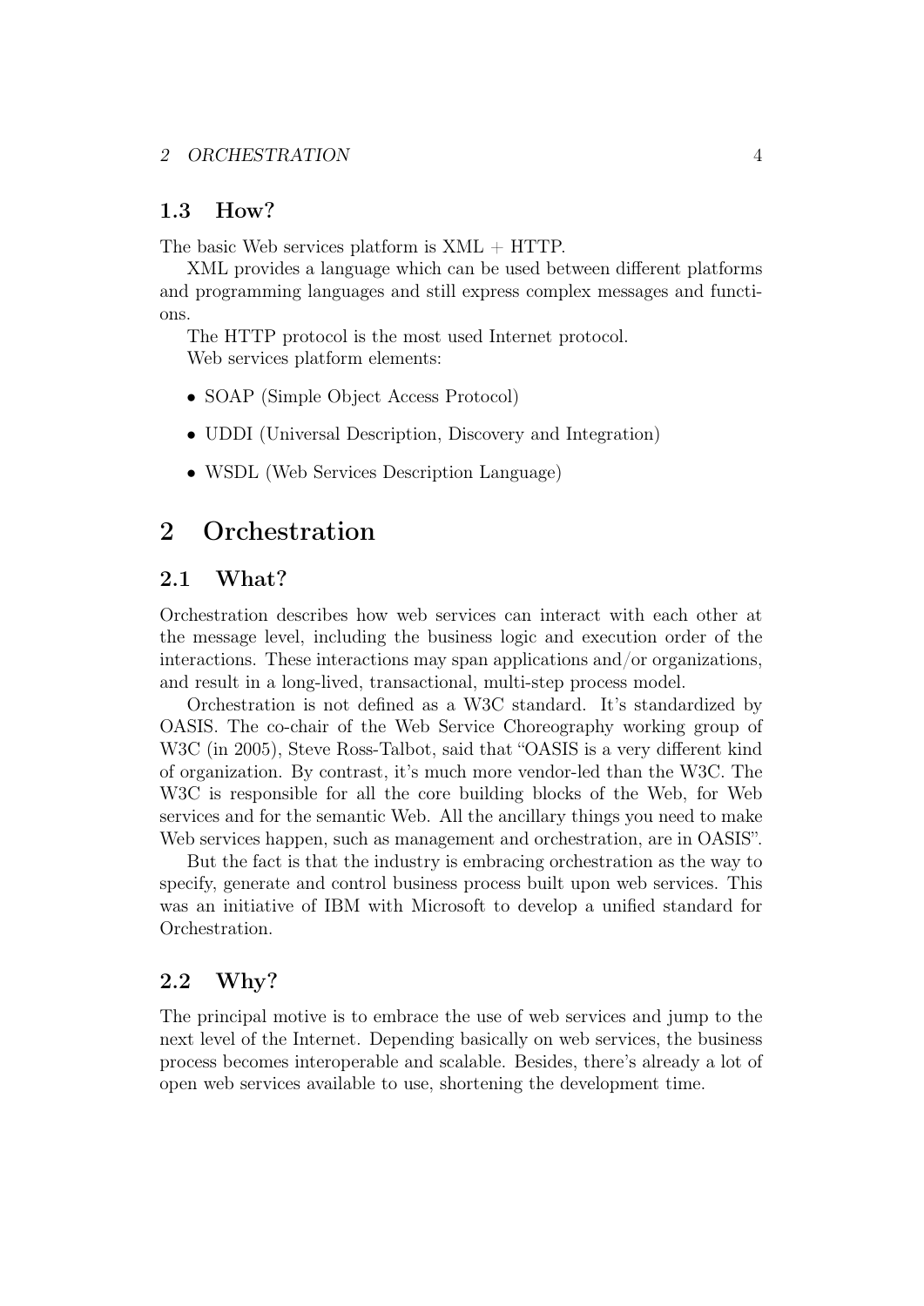### 1.3 How?

The basic Web services platform is XML + HTTP.

XML provides a language which can be used between different platforms and programming languages and still express complex messages and functions.

The HTTP protocol is the most used Internet protocol.

Web services platform elements:

- SOAP (Simple Object Access Protocol)
- UDDI (Universal Description, Discovery and Integration)
- WSDL (Web Services Description Language)

## 2 Orchestration

### 2.1 What?

Orchestration describes how web services can interact with each other at the message level, including the business logic and execution order of the interactions. These interactions may span applications and/or organizations, and result in a long-lived, transactional, multi-step process model.

Orchestration is not defined as a W3C standard. It's standardized by OASIS. The co-chair of the Web Service Choreography working group of W3C (in 2005), Steve Ross-Talbot, said that "OASIS is a very different kind of organization. By contrast, it's much more vendor-led than the W3C. The W3C is responsible for all the core building blocks of the Web, for Web services and for the semantic Web. All the ancillary things you need to make Web services happen, such as management and orchestration, are in OASIS".

But the fact is that the industry is embracing orchestration as the way to specify, generate and control business process built upon web services. This was an initiative of IBM with Microsoft to develop a unified standard for Orchestration.

### 2.2 Why?

The principal motive is to embrace the use of web services and jump to the next level of the Internet. Depending basically on web services, the business process becomes interoperable and scalable. Besides, there's already a lot of open web services available to use, shortening the development time.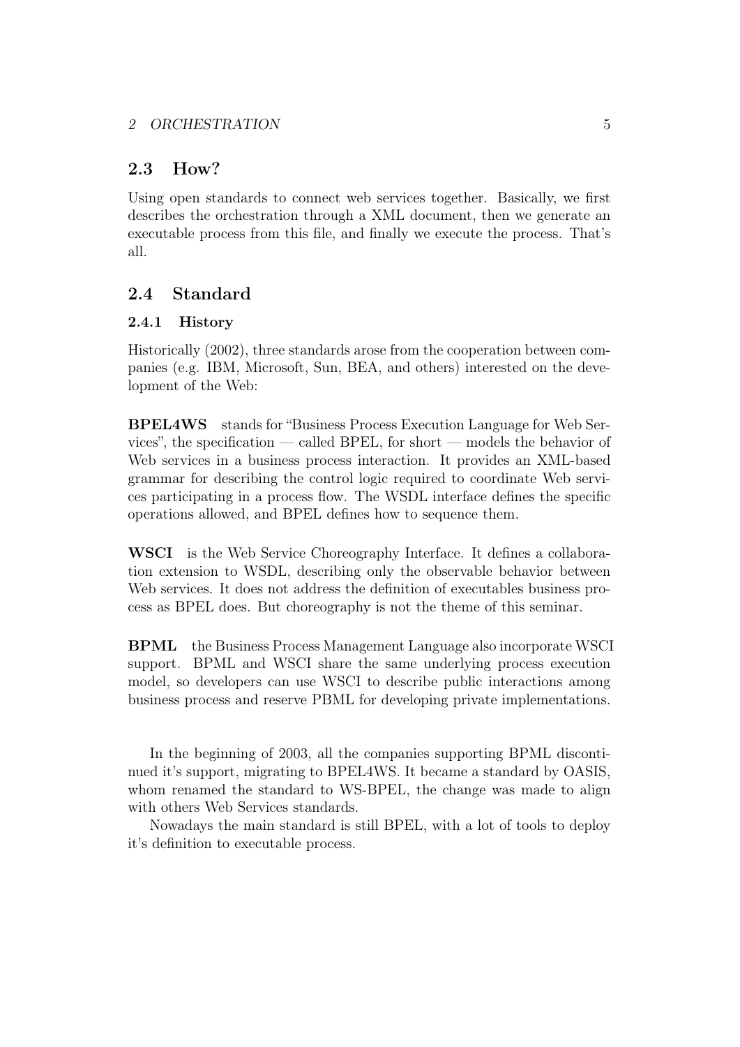## 2.3 How?

Using open standards to connect web services together. Basically, we first describes the orchestration through a XML document, then we generate an executable process from this file, and finally we execute the process. That's all.

## 2.4 Standard

### 2.4.1 History

Historically (2002), three standards arose from the cooperation between companies (e.g. IBM, Microsoft, Sun, BEA, and others) interested on the development of the Web:

**BPEL4WS** stands for "Business Process Execution Language for Web Services", the specification — called BPEL, for short — models the behavior of Web services in a business process interaction. It provides an XML-based grammar for describing the control logic required to coordinate Web services participating in a process flow. The WSDL interface defines the specific operations allowed, and BPEL defines how to sequence them.

**WSCI** is the Web Service Choreography Interface. It defines a collaboration extension to WSDL, describing only the observable behavior between Web services. It does not address the definition of executables business process as BPEL does. But choreography is not the theme of this seminar.

**BPML** the Business Process Management Language also incorporate WSCI support. BPML and WSCI share the same underlying process execution model, so developers can use WSCI to describe public interactions among business process and reserve PBML for developing private implementations.

In the beginning of 2003, all the companies supporting BPML discontinued it's support, migrating to BPEL4WS. It became a standard by OASIS, whom renamed the standard to WS-BPEL, the change was made to align with others Web Services standards.

Nowadays the main standard is still BPEL, with a lot of tools to deploy it's definition to executable process.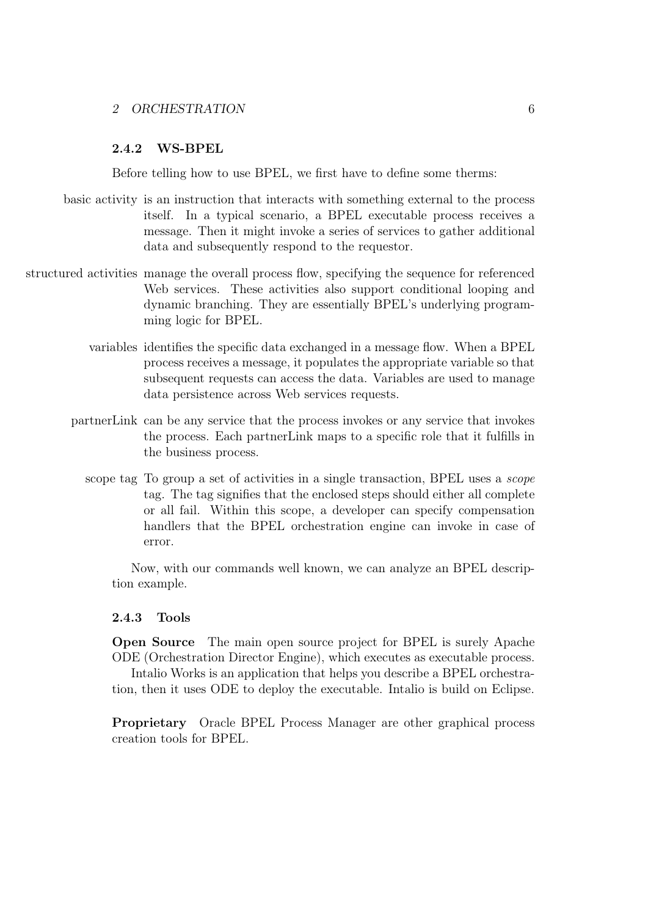### 2.4.2 WS-BPEL

Before telling how to use BPEL, we first have to define some therms:

**basic activity** is an instruction that interacts with something external to the process itself. In a typical scenario, a BPEL executable process receives a message. Then it might invoke a series of services to gather additional data and subsequently respond to the requestor.

**structured activities** manage the overall process flow, specifying the sequence for referenced Web services. These activities also support conditional looping and dynamic branching. They are essentially BPEL's underlying programming logic for BPEL.

**variables** identifies the specific data exchanged in a message flow. When a BPEL process receives a message, it populates the appropriate variable so that subsequent requests can access the data. Variables are used to manage data persistence across Web services requests.

**partnerLink** can be any service that the process invokes or any service that invokes the process. Each partnerLink maps to a specific role that it fulfills in the business process.

**scope tag** To group a set of activities in a single transaction, BPEL uses a *scope* tag. The tag signifies that the enclosed steps should either all complete or all fail. Within this scope, a developer can specify compensation handlers that the BPEL orchestration engine can invoke in case of error.

Now, with our commands well known, we can analyze an BPEL description example.

### 2.4.3 Tools

**Open Source** The main open source project for BPEL is surely Apache ODE (Orchestration Director Engine), which executes as executable process.

Intalio Works is an application that helps you describe a BPEL orchestration, then it uses ODE to deploy the executable. Intalio is build on Eclipse.

**Proprietary** Oracle BPEL Process Manager are other graphical process creation tools for BPEL.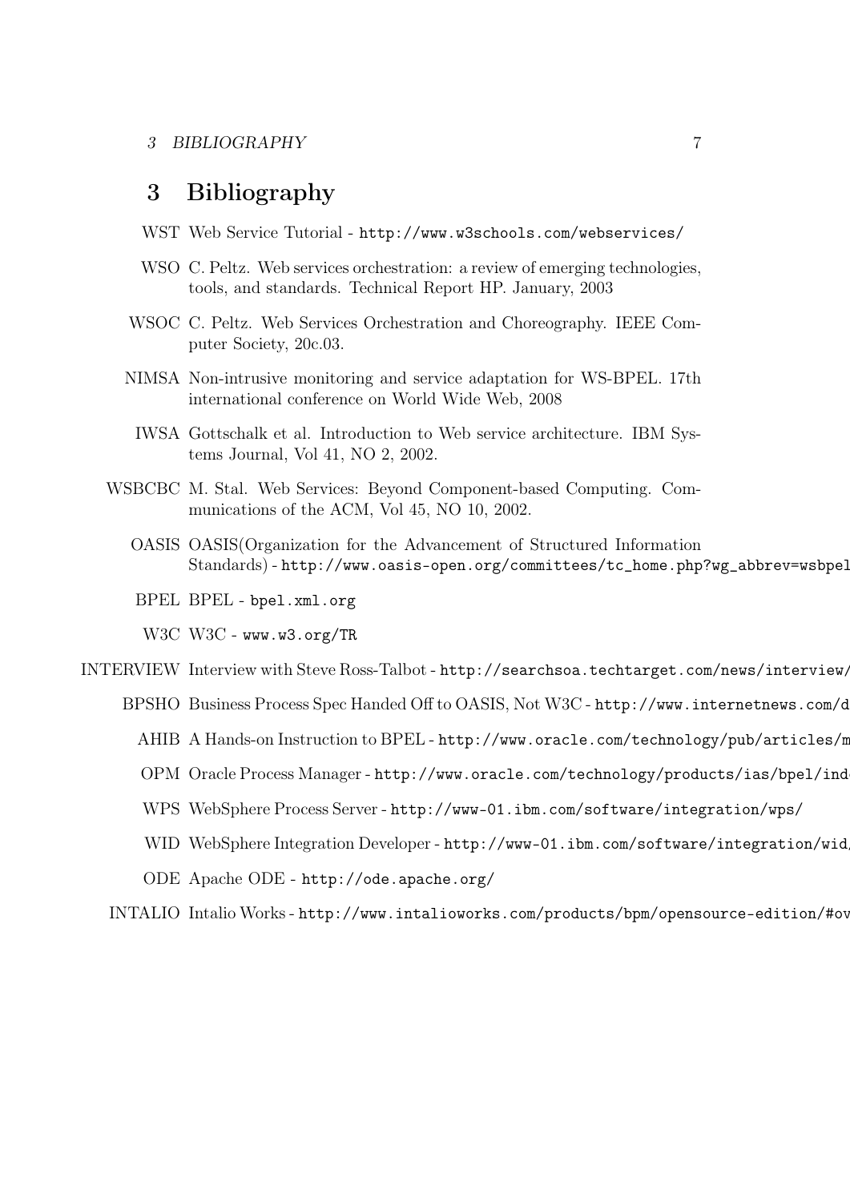# 3 Bibliography

WST Web Service Tutorial - http://www.w3schools.com/webservices/

WSO C. Peltz. Web services orchestration: a review of emerging technologies, tools, and standards. Technical Report HP. January, 2003

WSOC C. Peltz. Web Services Orchestration and Choreography. IEEE Computer Society, 20c.03.

NIMSA Non-intrusive monitoring and service adaptation for WS-BPEL. 17th international conference on World Wide Web, 2008

IWSA Gottschalk et al. Introduction to Web service architecture. IBM Systems Journal, Vol 41, NO 2, 2002.

WSBCBC M. Stal. Web Services: Beyond Component-based Computing. Communications of the ACM, Vol 45, NO 10, 2002.

OASIS OASIS(Organization for the Advancement of Structured Information Standards) - http://www.oasis-open.org/committees/tc_home.php?wg_abbrev=wsbpel

BPEL BPEL - bpel.xml.org

W3C W3C - www.w3.org/TR

INTERVIEW Interview with Steve Ross-Talbot - http://searchsoa.techtarget.com/news/interview/

BPSHO Business Process Spec Handed Off to OASIS, Not W3C - http://www.internetnews.com/d

AHIB A Hands-on Instruction to BPEL - http://www.oracle.com/technology/pub/articles/m

OPM Oracle Process Manager - http://www.oracle.com/technology/products/ias/bpel/ind

WPS WebSphere Process Server - http://www-01.ibm.com/software/integration/wps/

WID WebSphere Integration Developer - http://www-01.ibm.com/software/integration/wid/

ODE Apache ODE - http://ode.apache.org/

INTALIO Intalio Works - http://www.intalioworks.com/products/bpm/opensource-edition/#ov